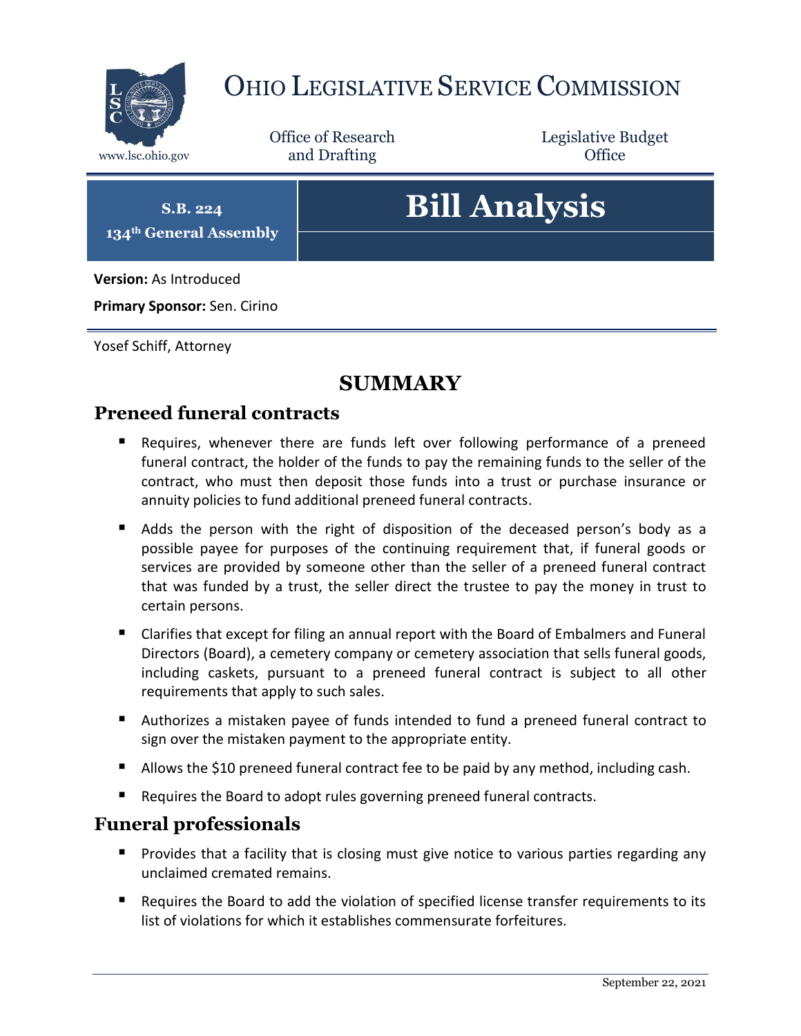# OHIO LEGISLATIVE SERVICE COMMISSION

www.lsc.ohio.gov

Office of Research and Drafting

Legislative Budget Office

**S.B. 224**
**134th General Assembly**

# Bill Analysis

**Version:** As Introduced

**Primary Sponsor:** Sen. Cirino

Yosef Schiff, Attorney

## SUMMARY

### Preneed funeral contracts

- Requires, whenever there are funds left over following performance of a preneed funeral contract, the holder of the funds to pay the remaining funds to the seller of the contract, who must then deposit those funds into a trust or purchase insurance or annuity policies to fund additional preneed funeral contracts.
- Adds the person with the right of disposition of the deceased person's body as a possible payee for purposes of the continuing requirement that, if funeral goods or services are provided by someone other than the seller of a preneed funeral contract that was funded by a trust, the seller direct the trustee to pay the money in trust to certain persons.
- Clarifies that except for filing an annual report with the Board of Embalmers and Funeral Directors (Board), a cemetery company or cemetery association that sells funeral goods, including caskets, pursuant to a preneed funeral contract is subject to all other requirements that apply to such sales.
- Authorizes a mistaken payee of funds intended to fund a preneed funeral contract to sign over the mistaken payment to the appropriate entity.
- Allows the $10 preneed funeral contract fee to be paid by any method, including cash.
- Requires the Board to adopt rules governing preneed funeral contracts.

### Funeral professionals

- Provides that a facility that is closing must give notice to various parties regarding any unclaimed cremated remains.
- Requires the Board to add the violation of specified license transfer requirements to its list of violations for which it establishes commensurate forfeitures.

September 22, 2021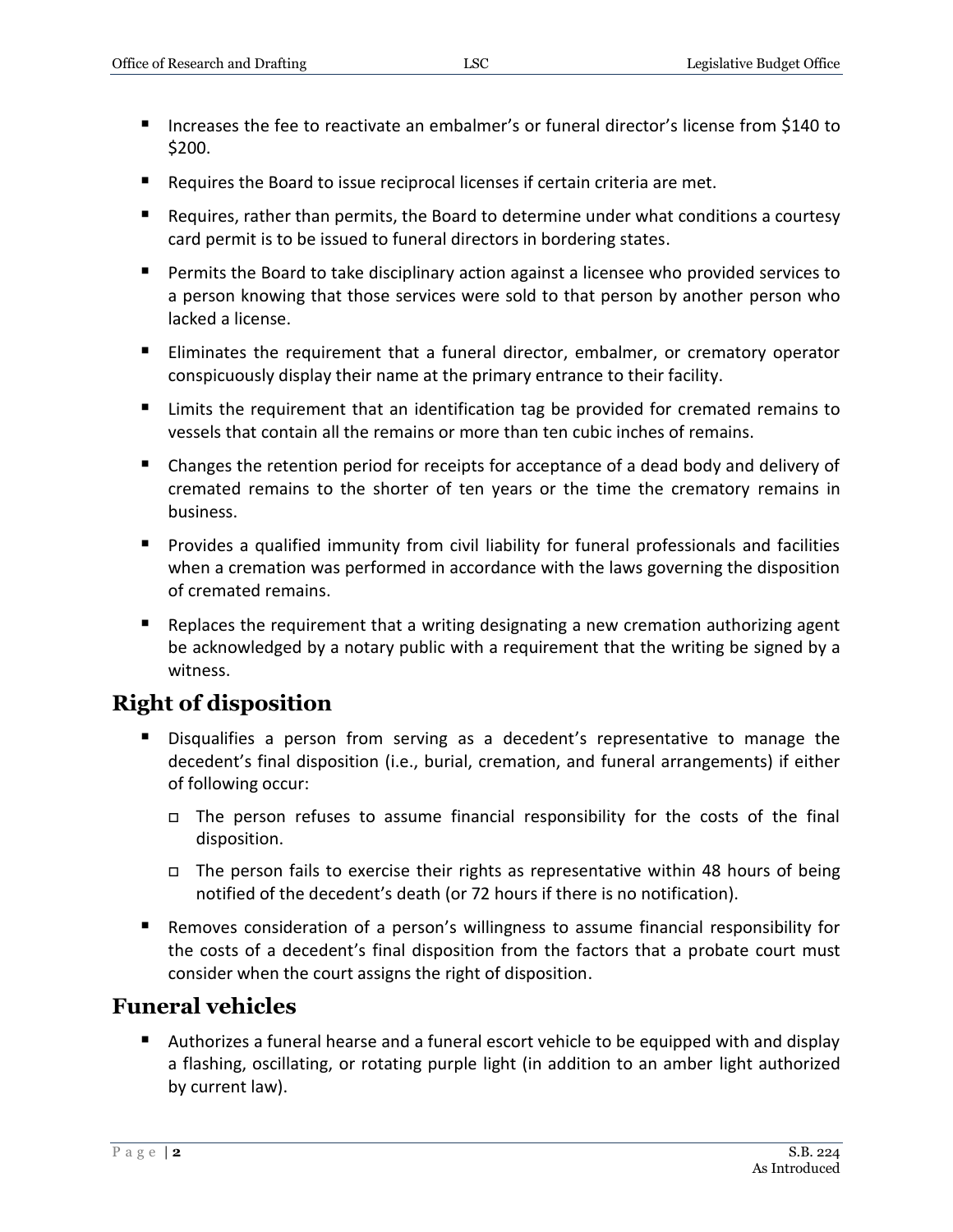- Increases the fee to reactivate an embalmer's or funeral director's license from $140 to $200.
- Requires the Board to issue reciprocal licenses if certain criteria are met.
- Requires, rather than permits, the Board to determine under what conditions a courtesy card permit is to be issued to funeral directors in bordering states.
- Permits the Board to take disciplinary action against a licensee who provided services to a person knowing that those services were sold to that person by another person who lacked a license.
- Eliminates the requirement that a funeral director, embalmer, or crematory operator conspicuously display their name at the primary entrance to their facility.
- Limits the requirement that an identification tag be provided for cremated remains to vessels that contain all the remains or more than ten cubic inches of remains.
- Changes the retention period for receipts for acceptance of a dead body and delivery of cremated remains to the shorter of ten years or the time the crematory remains in business.
- Provides a qualified immunity from civil liability for funeral professionals and facilities when a cremation was performed in accordance with the laws governing the disposition of cremated remains.
- Replaces the requirement that a writing designating a new cremation authorizing agent be acknowledged by a notary public with a requirement that the writing be signed by a witness.

## Right of disposition

- Disqualifies a person from serving as a decedent's representative to manage the decedent's final disposition (i.e., burial, cremation, and funeral arrangements) if either of following occur:
  - The person refuses to assume financial responsibility for the costs of the final disposition.
  - The person fails to exercise their rights as representative within 48 hours of being notified of the decedent's death (or 72 hours if there is no notification).
- Removes consideration of a person's willingness to assume financial responsibility for the costs of a decedent's final disposition from the factors that a probate court must consider when the court assigns the right of disposition.

## Funeral vehicles

- Authorizes a funeral hearse and a funeral escort vehicle to be equipped with and display a flashing, oscillating, or rotating purple light (in addition to an amber light authorized by current law).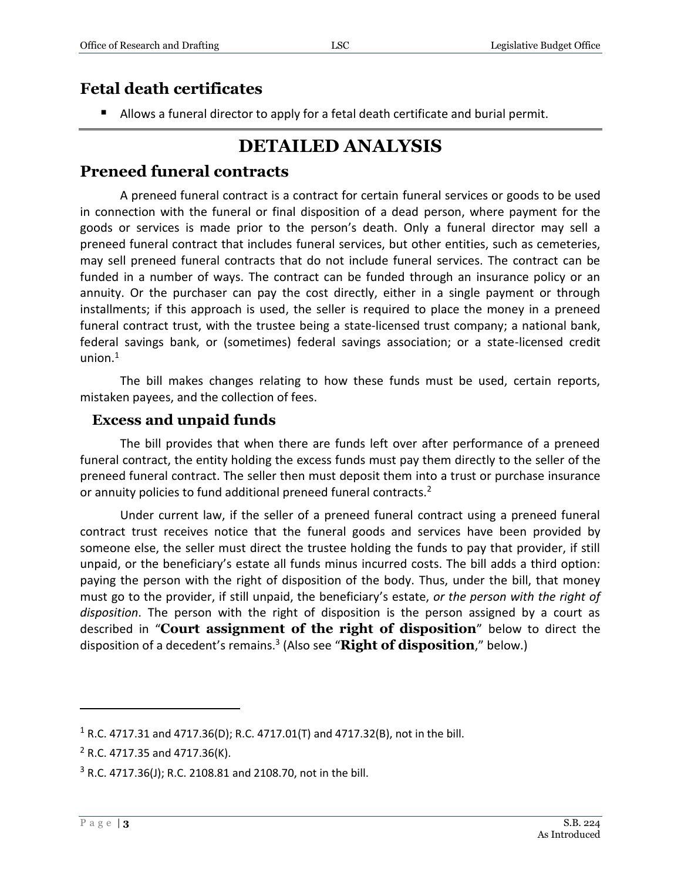## Fetal death certificates

- Allows a funeral director to apply for a fetal death certificate and burial permit.

# DETAILED ANALYSIS

## Preneed funeral contracts

A preneed funeral contract is a contract for certain funeral services or goods to be used in connection with the funeral or final disposition of a dead person, where payment for the goods or services is made prior to the person's death. Only a funeral director may sell a preneed funeral contract that includes funeral services, but other entities, such as cemeteries, may sell preneed funeral contracts that do not include funeral services. The contract can be funded in a number of ways. The contract can be funded through an insurance policy or an annuity. Or the purchaser can pay the cost directly, either in a single payment or through installments; if this approach is used, the seller is required to place the money in a preneed funeral contract trust, with the trustee being a state-licensed trust company; a national bank, federal savings bank, or (sometimes) federal savings association; or a state-licensed credit union.[1]

The bill makes changes relating to how these funds must be used, certain reports, mistaken payees, and the collection of fees.

### Excess and unpaid funds

The bill provides that when there are funds left over after performance of a preneed funeral contract, the entity holding the excess funds must pay them directly to the seller of the preneed funeral contract. The seller then must deposit them into a trust or purchase insurance or annuity policies to fund additional preneed funeral contracts.[2]

Under current law, if the seller of a preneed funeral contract using a preneed funeral contract trust receives notice that the funeral goods and services have been provided by someone else, the seller must direct the trustee holding the funds to pay that provider, if still unpaid, or the beneficiary's estate all funds minus incurred costs. The bill adds a third option: paying the person with the right of disposition of the body. Thus, under the bill, that money must go to the provider, if still unpaid, the beneficiary's estate, *or the person with the right of disposition*. The person with the right of disposition is the person assigned by a court as described in "**Court assignment of the right of disposition**" below to direct the disposition of a decedent's remains.[3] (Also see "**Right of disposition**," below.)

---

[1] R.C. 4717.31 and 4717.36(D); R.C. 4717.01(T) and 4717.32(B), not in the bill.

[2] R.C. 4717.35 and 4717.36(K).

[3] R.C. 4717.36(J); R.C. 2108.81 and 2108.70, not in the bill.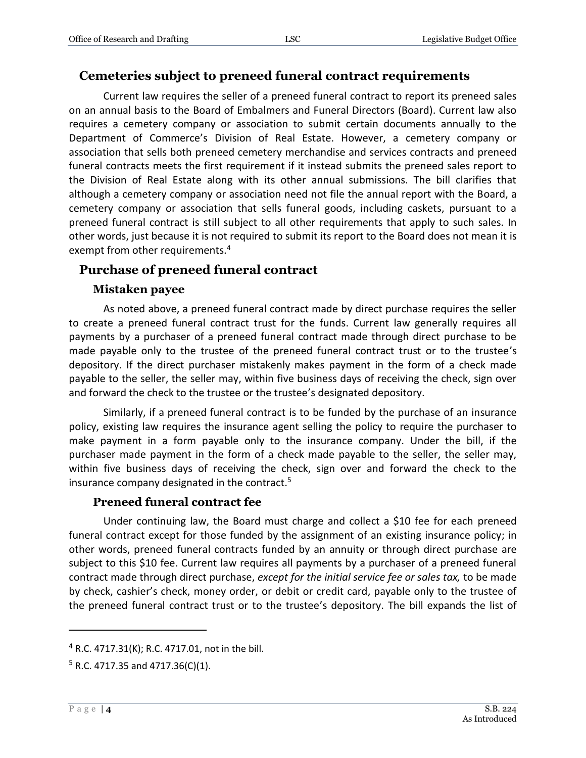## Cemeteries subject to preneed funeral contract requirements

Current law requires the seller of a preneed funeral contract to report its preneed sales on an annual basis to the Board of Embalmers and Funeral Directors (Board). Current law also requires a cemetery company or association to submit certain documents annually to the Department of Commerce's Division of Real Estate. However, a cemetery company or association that sells both preneed cemetery merchandise and services contracts and preneed funeral contracts meets the first requirement if it instead submits the preneed sales report to the Division of Real Estate along with its other annual submissions. The bill clarifies that although a cemetery company or association need not file the annual report with the Board, a cemetery company or association that sells funeral goods, including caskets, pursuant to a preneed funeral contract is still subject to all other requirements that apply to such sales. In other words, just because it is not required to submit its report to the Board does not mean it is exempt from other requirements.[4]

## Purchase of preneed funeral contract

### Mistaken payee

As noted above, a preneed funeral contract made by direct purchase requires the seller to create a preneed funeral contract trust for the funds. Current law generally requires all payments by a purchaser of a preneed funeral contract made through direct purchase to be made payable only to the trustee of the preneed funeral contract trust or to the trustee's depository. If the direct purchaser mistakenly makes payment in the form of a check made payable to the seller, the seller may, within five business days of receiving the check, sign over and forward the check to the trustee or the trustee's designated depository.

Similarly, if a preneed funeral contract is to be funded by the purchase of an insurance policy, existing law requires the insurance agent selling the policy to require the purchaser to make payment in a form payable only to the insurance company. Under the bill, if the purchaser made payment in the form of a check made payable to the seller, the seller may, within five business days of receiving the check, sign over and forward the check to the insurance company designated in the contract.[5]

### Preneed funeral contract fee

Under continuing law, the Board must charge and collect a $10 fee for each preneed funeral contract except for those funded by the assignment of an existing insurance policy; in other words, preneed funeral contracts funded by an annuity or through direct purchase are subject to this $10 fee. Current law requires all payments by a purchaser of a preneed funeral contract made through direct purchase, *except for the initial service fee or sales tax,* to be made by check, cashier's check, money order, or debit or credit card, payable only to the trustee of the preneed funeral contract trust or to the trustee's depository. The bill expands the list of

---

[4] R.C. 4717.31(K); R.C. 4717.01, not in the bill.

[5] R.C. 4717.35 and 4717.36(C)(1).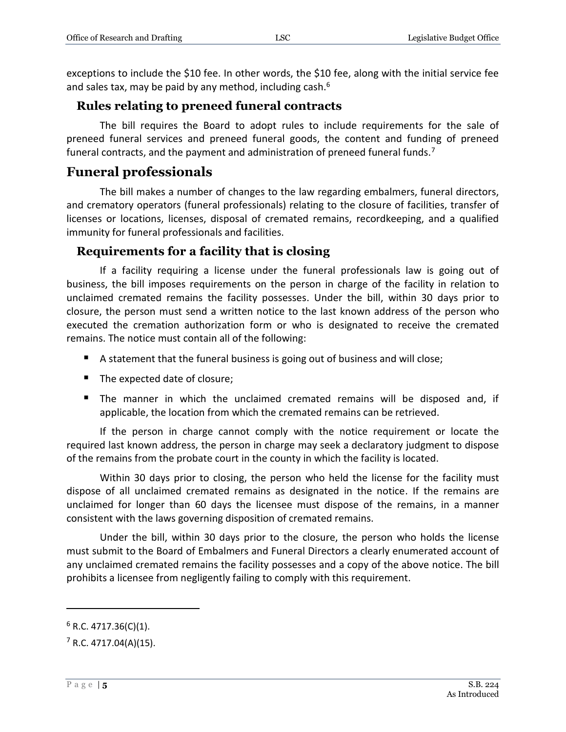exceptions to include the $10 fee. In other words, the $10 fee, along with the initial service fee and sales tax, may be paid by any method, including cash.[6]

### Rules relating to preneed funeral contracts

The bill requires the Board to adopt rules to include requirements for the sale of preneed funeral services and preneed funeral goods, the content and funding of preneed funeral contracts, and the payment and administration of preneed funeral funds.[7]

## Funeral professionals

The bill makes a number of changes to the law regarding embalmers, funeral directors, and crematory operators (funeral professionals) relating to the closure of facilities, transfer of licenses or locations, licenses, disposal of cremated remains, recordkeeping, and a qualified immunity for funeral professionals and facilities.

### Requirements for a facility that is closing

If a facility requiring a license under the funeral professionals law is going out of business, the bill imposes requirements on the person in charge of the facility in relation to unclaimed cremated remains the facility possesses. Under the bill, within 30 days prior to closure, the person must send a written notice to the last known address of the person who executed the cremation authorization form or who is designated to receive the cremated remains. The notice must contain all of the following:

- A statement that the funeral business is going out of business and will close;
- The expected date of closure;
- The manner in which the unclaimed cremated remains will be disposed and, if applicable, the location from which the cremated remains can be retrieved.

If the person in charge cannot comply with the notice requirement or locate the required last known address, the person in charge may seek a declaratory judgment to dispose of the remains from the probate court in the county in which the facility is located.

Within 30 days prior to closing, the person who held the license for the facility must dispose of all unclaimed cremated remains as designated in the notice. If the remains are unclaimed for longer than 60 days the licensee must dispose of the remains, in a manner consistent with the laws governing disposition of cremated remains.

Under the bill, within 30 days prior to the closure, the person who holds the license must submit to the Board of Embalmers and Funeral Directors a clearly enumerated account of any unclaimed cremated remains the facility possesses and a copy of the above notice. The bill prohibits a licensee from negligently failing to comply with this requirement.

---

[6] R.C. 4717.36(C)(1).

[7] R.C. 4717.04(A)(15).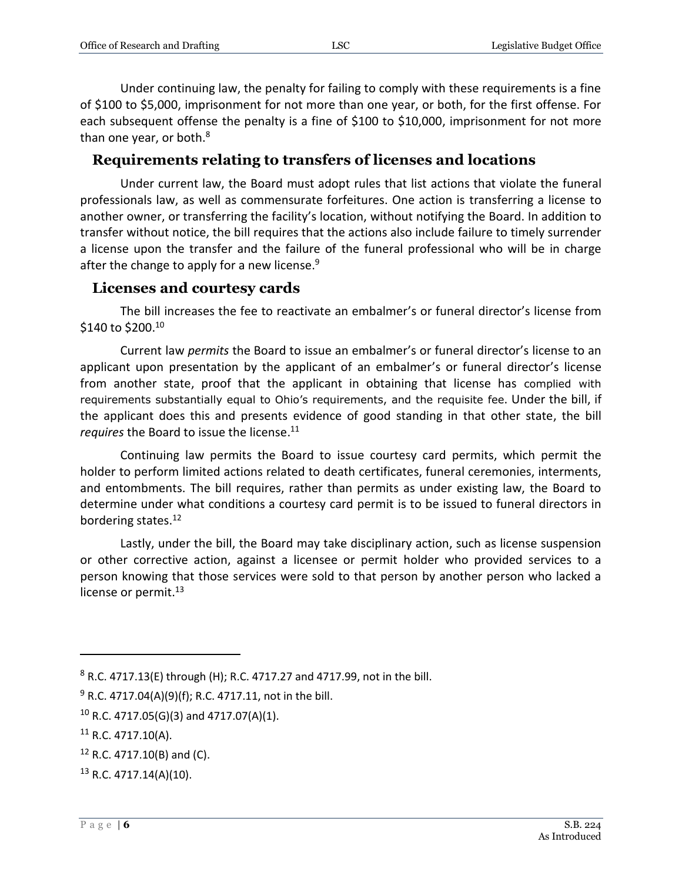Under continuing law, the penalty for failing to comply with these requirements is a fine of $100 to $5,000, imprisonment for not more than one year, or both, for the first offense. For each subsequent offense the penalty is a fine of $100 to $10,000, imprisonment for not more than one year, or both.[8]

## Requirements relating to transfers of licenses and locations

Under current law, the Board must adopt rules that list actions that violate the funeral professionals law, as well as commensurate forfeitures. One action is transferring a license to another owner, or transferring the facility's location, without notifying the Board. In addition to transfer without notice, the bill requires that the actions also include failure to timely surrender a license upon the transfer and the failure of the funeral professional who will be in charge after the change to apply for a new license.[9]

## Licenses and courtesy cards

The bill increases the fee to reactivate an embalmer's or funeral director's license from $140 to $200.[10]

Current law *permits* the Board to issue an embalmer's or funeral director's license to an applicant upon presentation by the applicant of an embalmer's or funeral director's license from another state, proof that the applicant in obtaining that license has complied with requirements substantially equal to Ohio's requirements, and the requisite fee. Under the bill, if the applicant does this and presents evidence of good standing in that other state, the bill *requires* the Board to issue the license.[11]

Continuing law permits the Board to issue courtesy card permits, which permit the holder to perform limited actions related to death certificates, funeral ceremonies, interments, and entombments. The bill requires, rather than permits as under existing law, the Board to determine under what conditions a courtesy card permit is to be issued to funeral directors in bordering states.[12]

Lastly, under the bill, the Board may take disciplinary action, such as license suspension or other corrective action, against a licensee or permit holder who provided services to a person knowing that those services were sold to that person by another person who lacked a license or permit.[13]

---

[8] R.C. 4717.13(E) through (H); R.C. 4717.27 and 4717.99, not in the bill.

[9] R.C. 4717.04(A)(9)(f); R.C. 4717.11, not in the bill.

[10] R.C. 4717.05(G)(3) and 4717.07(A)(1).

[11] R.C. 4717.10(A).

[12] R.C. 4717.10(B) and (C).

[13] R.C. 4717.14(A)(10).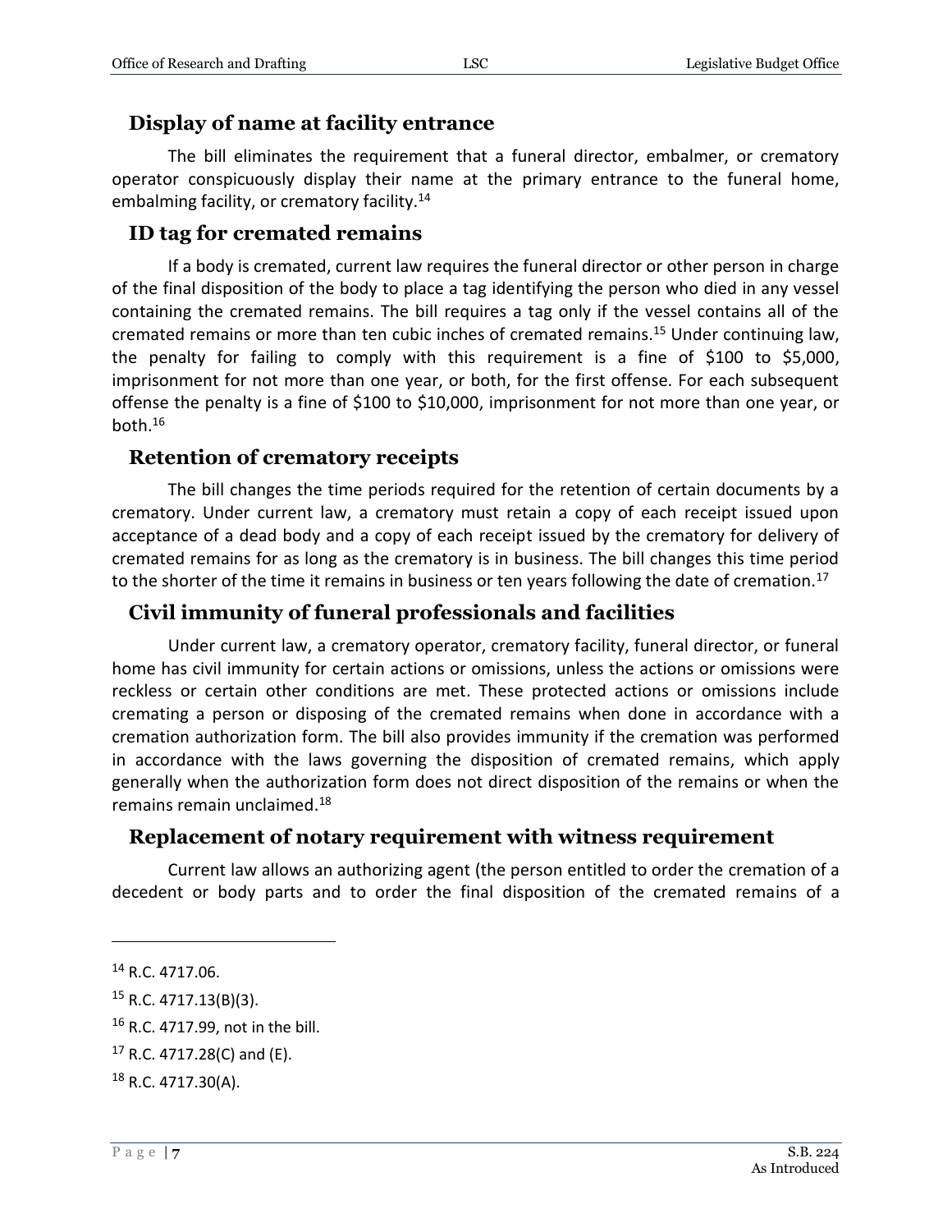## Display of name at facility entrance

The bill eliminates the requirement that a funeral director, embalmer, or crematory operator conspicuously display their name at the primary entrance to the funeral home, embalming facility, or crematory facility.[14]

## ID tag for cremated remains

If a body is cremated, current law requires the funeral director or other person in charge of the final disposition of the body to place a tag identifying the person who died in any vessel containing the cremated remains. The bill requires a tag only if the vessel contains all of the cremated remains or more than ten cubic inches of cremated remains.[15] Under continuing law, the penalty for failing to comply with this requirement is a fine of $100 to $5,000, imprisonment for not more than one year, or both, for the first offense. For each subsequent offense the penalty is a fine of $100 to $10,000, imprisonment for not more than one year, or both.[16]

## Retention of crematory receipts

The bill changes the time periods required for the retention of certain documents by a crematory. Under current law, a crematory must retain a copy of each receipt issued upon acceptance of a dead body and a copy of each receipt issued by the crematory for delivery of cremated remains for as long as the crematory is in business. The bill changes this time period to the shorter of the time it remains in business or ten years following the date of cremation.[17]

## Civil immunity of funeral professionals and facilities

Under current law, a crematory operator, crematory facility, funeral director, or funeral home has civil immunity for certain actions or omissions, unless the actions or omissions were reckless or certain other conditions are met. These protected actions or omissions include cremating a person or disposing of the cremated remains when done in accordance with a cremation authorization form. The bill also provides immunity if the cremation was performed in accordance with the laws governing the disposition of cremated remains, which apply generally when the authorization form does not direct disposition of the remains or when the remains remain unclaimed.[18]

## Replacement of notary requirement with witness requirement

Current law allows an authorizing agent (the person entitled to order the cremation of a decedent or body parts and to order the final disposition of the cremated remains of a

---

[14] R.C. 4717.06.

[15] R.C. 4717.13(B)(3).

[16] R.C. 4717.99, not in the bill.

[17] R.C. 4717.28(C) and (E).

[18] R.C. 4717.30(A).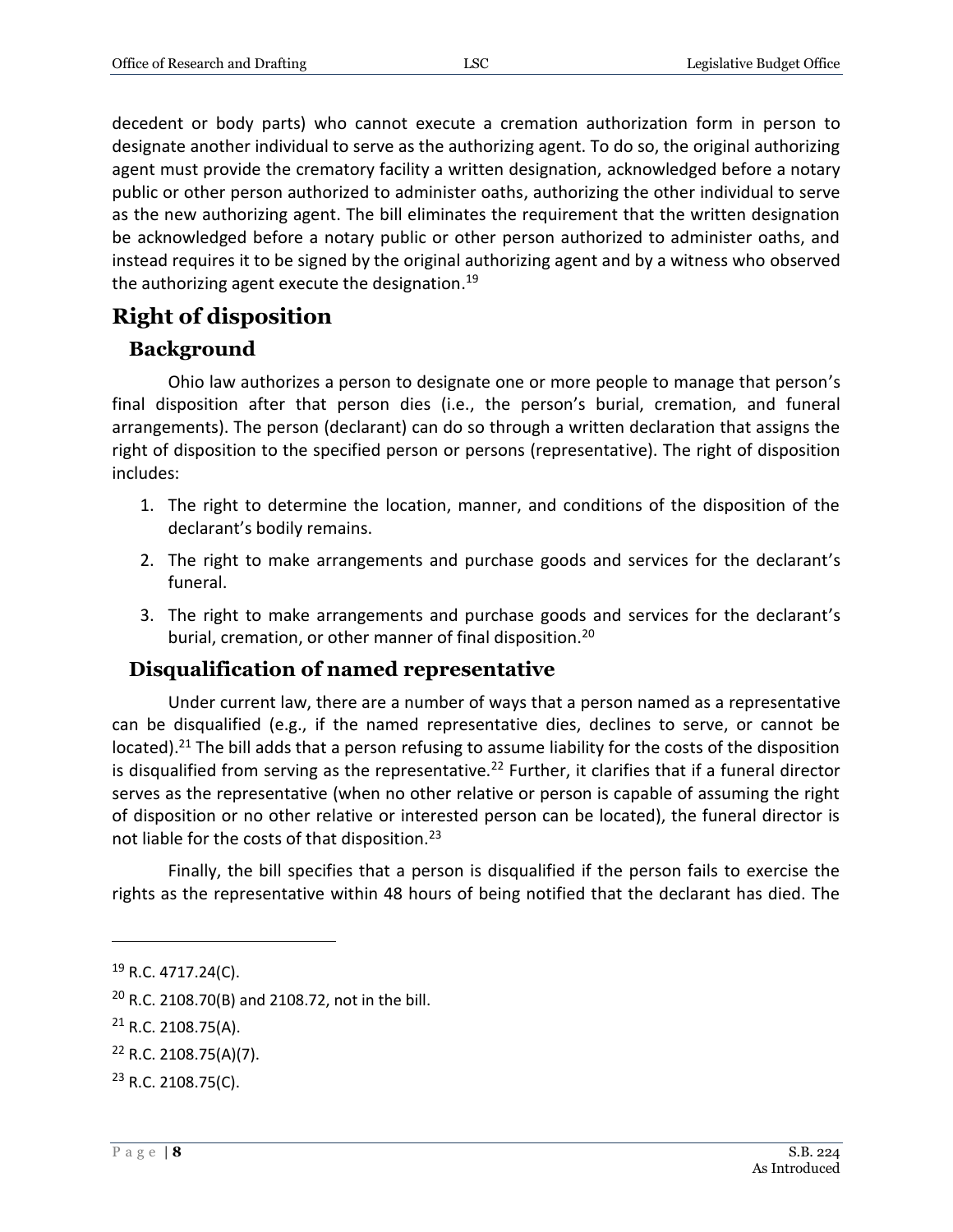decedent or body parts) who cannot execute a cremation authorization form in person to designate another individual to serve as the authorizing agent. To do so, the original authorizing agent must provide the crematory facility a written designation, acknowledged before a notary public or other person authorized to administer oaths, authorizing the other individual to serve as the new authorizing agent. The bill eliminates the requirement that the written designation be acknowledged before a notary public or other person authorized to administer oaths, and instead requires it to be signed by the original authorizing agent and by a witness who observed the authorizing agent execute the designation.[19]

## Right of disposition

### Background

Ohio law authorizes a person to designate one or more people to manage that person's final disposition after that person dies (i.e., the person's burial, cremation, and funeral arrangements). The person (declarant) can do so through a written declaration that assigns the right of disposition to the specified person or persons (representative). The right of disposition includes:

1. The right to determine the location, manner, and conditions of the disposition of the declarant's bodily remains.
2. The right to make arrangements and purchase goods and services for the declarant's funeral.
3. The right to make arrangements and purchase goods and services for the declarant's burial, cremation, or other manner of final disposition.[20]

### Disqualification of named representative

Under current law, there are a number of ways that a person named as a representative can be disqualified (e.g., if the named representative dies, declines to serve, or cannot be located).[21] The bill adds that a person refusing to assume liability for the costs of the disposition is disqualified from serving as the representative.[22] Further, it clarifies that if a funeral director serves as the representative (when no other relative or person is capable of assuming the right of disposition or no other relative or interested person can be located), the funeral director is not liable for the costs of that disposition.[23]

Finally, the bill specifies that a person is disqualified if the person fails to exercise the rights as the representative within 48 hours of being notified that the declarant has died. The

---

[19] R.C. 4717.24(C).

[20] R.C. 2108.70(B) and 2108.72, not in the bill.

[21] R.C. 2108.75(A).

[22] R.C. 2108.75(A)(7).

[23] R.C. 2108.75(C).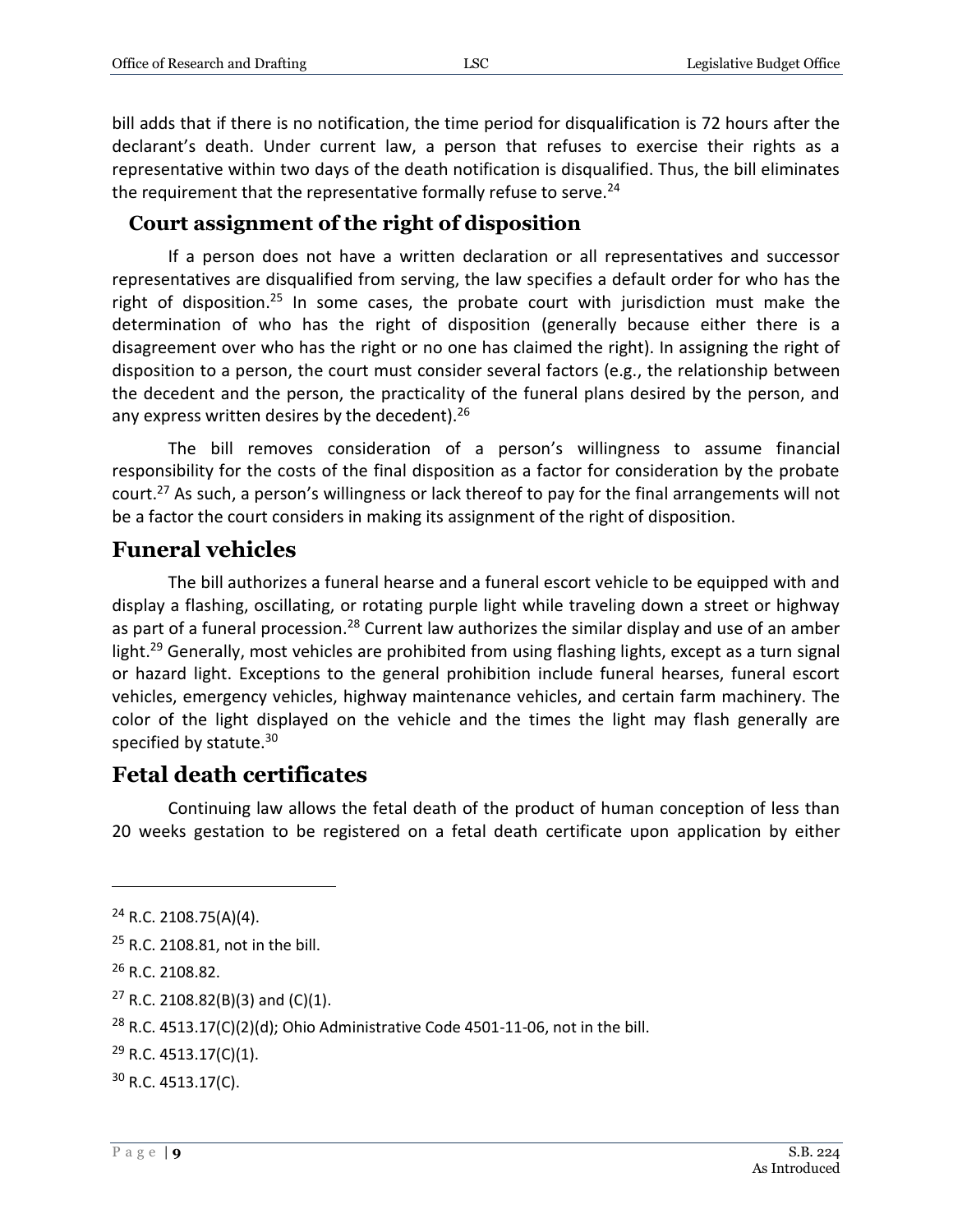bill adds that if there is no notification, the time period for disqualification is 72 hours after the declarant's death. Under current law, a person that refuses to exercise their rights as a representative within two days of the death notification is disqualified. Thus, the bill eliminates the requirement that the representative formally refuse to serve.[24]

### Court assignment of the right of disposition

If a person does not have a written declaration or all representatives and successor representatives are disqualified from serving, the law specifies a default order for who has the right of disposition.[25] In some cases, the probate court with jurisdiction must make the determination of who has the right of disposition (generally because either there is a disagreement over who has the right or no one has claimed the right). In assigning the right of disposition to a person, the court must consider several factors (e.g., the relationship between the decedent and the person, the practicality of the funeral plans desired by the person, and any express written desires by the decedent).[26]

The bill removes consideration of a person's willingness to assume financial responsibility for the costs of the final disposition as a factor for consideration by the probate court.[27] As such, a person's willingness or lack thereof to pay for the final arrangements will not be a factor the court considers in making its assignment of the right of disposition.

## Funeral vehicles

The bill authorizes a funeral hearse and a funeral escort vehicle to be equipped with and display a flashing, oscillating, or rotating purple light while traveling down a street or highway as part of a funeral procession.[28] Current law authorizes the similar display and use of an amber light.[29] Generally, most vehicles are prohibited from using flashing lights, except as a turn signal or hazard light. Exceptions to the general prohibition include funeral hearses, funeral escort vehicles, emergency vehicles, highway maintenance vehicles, and certain farm machinery. The color of the light displayed on the vehicle and the times the light may flash generally are specified by statute.[30]

## Fetal death certificates

Continuing law allows the fetal death of the product of human conception of less than 20 weeks gestation to be registered on a fetal death certificate upon application by either

---

[24] R.C. 2108.75(A)(4).

[25] R.C. 2108.81, not in the bill.

[26] R.C. 2108.82.

[27] R.C. 2108.82(B)(3) and (C)(1).

[28] R.C. 4513.17(C)(2)(d); Ohio Administrative Code 4501-11-06, not in the bill.

[29] R.C. 4513.17(C)(1).

[30] R.C. 4513.17(C).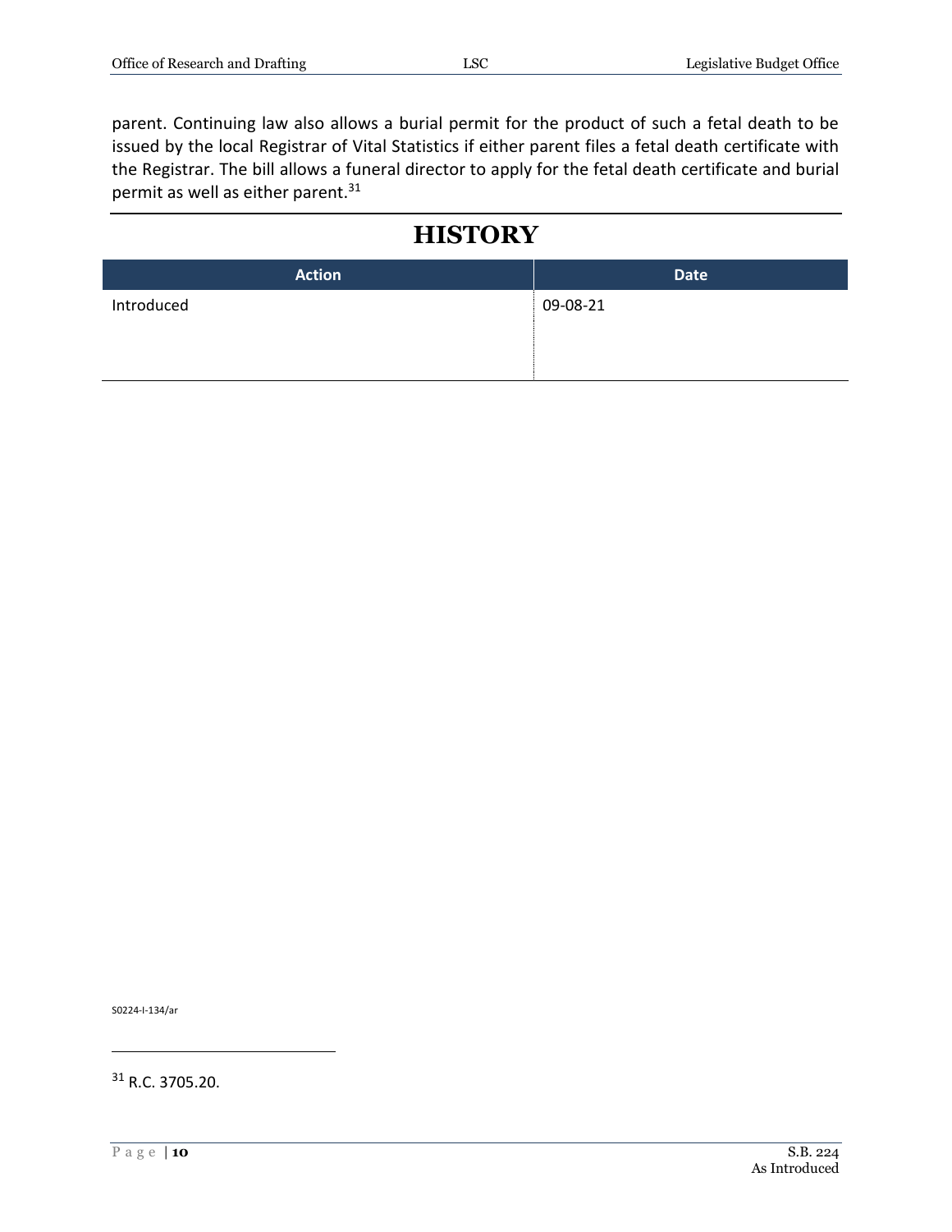parent. Continuing law also allows a burial permit for the product of such a fetal death to be issued by the local Registrar of Vital Statistics if either parent files a fetal death certificate with the Registrar. The bill allows a funeral director to apply for the fetal death certificate and burial permit as well as either parent.[31]

# HISTORY

| Action | Date |
|---|---|
| Introduced | 09-08-21 |

S0224-I-134/ar

[31] R.C. 3705.20.